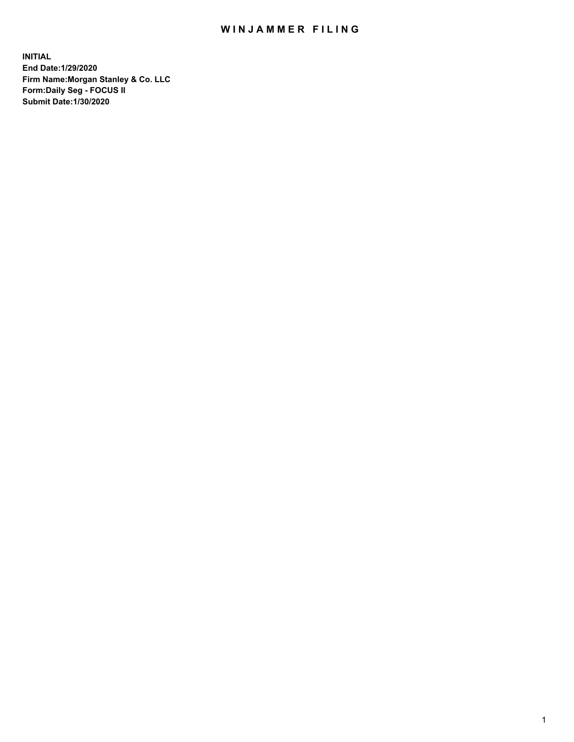# WINJAMMER FILING

**INITIAL**
**End Date:1/29/2020**
**Firm Name:Morgan Stanley & Co. LLC**
**Form:Daily Seg - FOCUS II**
**Submit Date:1/30/2020**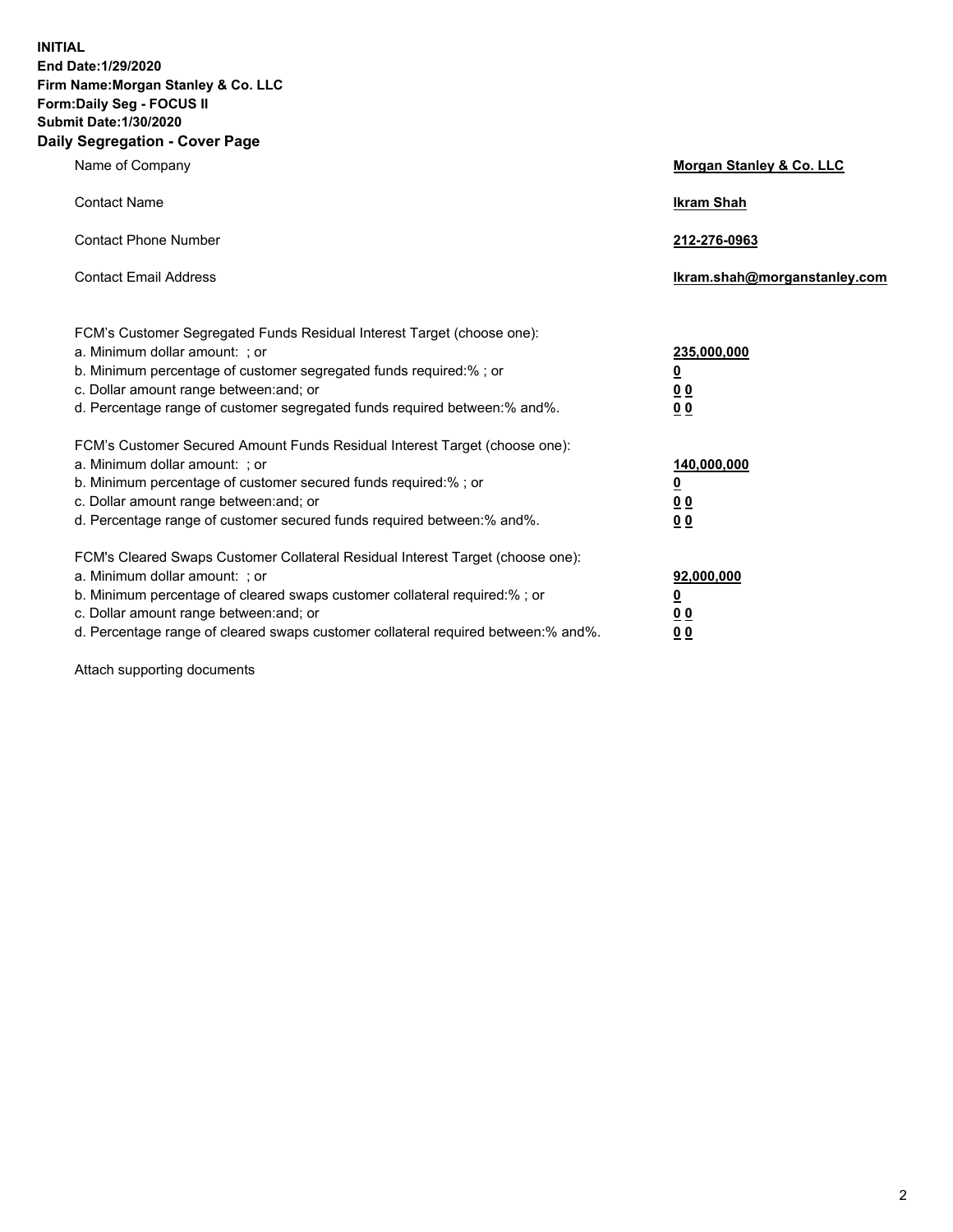**INITIAL**
**End Date:1/29/2020**
**Firm Name:Morgan Stanley & Co. LLC**
**Form:Daily Seg - FOCUS II**
**Submit Date:1/30/2020**

**Daily Segregation - Cover Page**

| | |
|---|---|
| Name of Company | **Morgan Stanley & Co. LLC** |
| Contact Name | **Ikram Shah** |
| Contact Phone Number | **212-276-0963** |
| Contact Email Address | **Ikram.shah@morganstanley.com** |

| | |
|---|---|
| FCM's Customer Segregated Funds Residual Interest Target (choose one): | |
| a. Minimum dollar amount: ; or | **235,000,000** |
| b. Minimum percentage of customer segregated funds required:% ; or | **0** |
| c. Dollar amount range between:and; or | **0 0** |
| d. Percentage range of customer segregated funds required between:% and%. | **0 0** |
| FCM's Customer Secured Amount Funds Residual Interest Target (choose one): | |
| a. Minimum dollar amount: ; or | **140,000,000** |
| b. Minimum percentage of customer secured funds required:% ; or | **0** |
| c. Dollar amount range between:and; or | **0 0** |
| d. Percentage range of customer secured funds required between:% and%. | **0 0** |
| FCM's Cleared Swaps Customer Collateral Residual Interest Target (choose one): | |
| a. Minimum dollar amount: ; or | **92,000,000** |
| b. Minimum percentage of cleared swaps customer collateral required:% ; or | **0** |
| c. Dollar amount range between:and; or | **0 0** |
| d. Percentage range of cleared swaps customer collateral required between:% and%. | **0 0** |

Attach supporting documents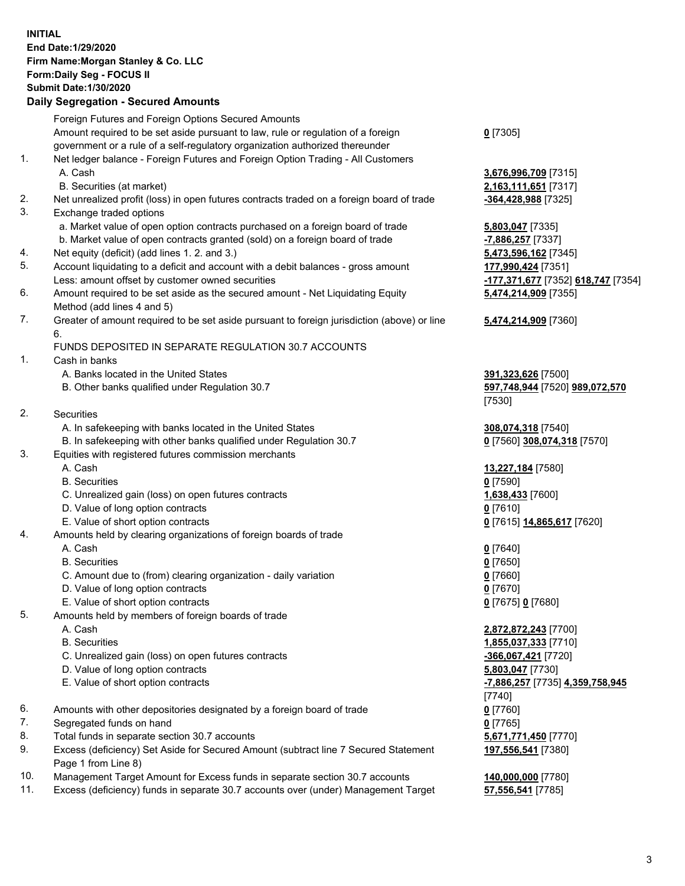**INITIAL**
**End Date:1/29/2020**
**Firm Name:Morgan Stanley & Co. LLC**
**Form:Daily Seg - FOCUS II**
**Submit Date:1/30/2020**

## Daily Segregation - Secured Amounts

| | | |
|---|---|---|
| | Foreign Futures and Foreign Options Secured Amounts | |
| | Amount required to be set aside pursuant to law, rule or regulation of a foreign government or a rule of a self-regulatory organization authorized thereunder | **0** [7305] |
| 1. | Net ledger balance - Foreign Futures and Foreign Option Trading - All Customers | |
| | A. Cash | **3,676,996,709** [7315] |
| | B. Securities (at market) | **2,163,111,651** [7317] |
| 2. | Net unrealized profit (loss) in open futures contracts traded on a foreign board of trade | **-364,428,988** [7325] |
| 3. | Exchange traded options | |
| | a. Market value of open option contracts purchased on a foreign board of trade | **5,803,047** [7335] |
| | b. Market value of open contracts granted (sold) on a foreign board of trade | **-7,886,257** [7337] |
| 4. | Net equity (deficit) (add lines 1. 2. and 3.) | **5,473,596,162** [7345] |
| 5. | Account liquidating to a deficit and account with a debit balances - gross amount | **177,990,424** [7351] |
| | Less: amount offset by customer owned securities | **-177,371,677** [7352] **618,747** [7354] |
| 6. | Amount required to be set aside as the secured amount - Net Liquidating Equity Method (add lines 4 and 5) | **5,474,214,909** [7355] |
| 7. | Greater of amount required to be set aside pursuant to foreign jurisdiction (above) or line 6. | **5,474,214,909** [7360] |
| | FUNDS DEPOSITED IN SEPARATE REGULATION 30.7 ACCOUNTS | |
| 1. | Cash in banks | |
| | A. Banks located in the United States | **391,323,626** [7500] |
| | B. Other banks qualified under Regulation 30.7 | **597,748,944** [7520] **989,072,570** [7530] |
| 2. | Securities | |
| | A. In safekeeping with banks located in the United States | **308,074,318** [7540] |
| | B. In safekeeping with other banks qualified under Regulation 30.7 | **0** [7560] **308,074,318** [7570] |
| 3. | Equities with registered futures commission merchants | |
| | A. Cash | **13,227,184** [7580] |
| | B. Securities | **0** [7590] |
| | C. Unrealized gain (loss) on open futures contracts | **1,638,433** [7600] |
| | D. Value of long option contracts | **0** [7610] |
| | E. Value of short option contracts | **0** [7615] **14,865,617** [7620] |
| 4. | Amounts held by clearing organizations of foreign boards of trade | |
| | A. Cash | **0** [7640] |
| | B. Securities | **0** [7650] |
| | C. Amount due to (from) clearing organization - daily variation | **0** [7660] |
| | D. Value of long option contracts | **0** [7670] |
| | E. Value of short option contracts | **0** [7675] **0** [7680] |
| 5. | Amounts held by members of foreign boards of trade | |
| | A. Cash | **2,872,872,243** [7700] |
| | B. Securities | **1,855,037,333** [7710] |
| | C. Unrealized gain (loss) on open futures contracts | **-366,067,421** [7720] |
| | D. Value of long option contracts | **5,803,047** [7730] |
| | E. Value of short option contracts | **-7,886,257** [7735] **4,359,758,945** [7740] |
| 6. | Amounts with other depositories designated by a foreign board of trade | **0** [7760] |
| 7. | Segregated funds on hand | **0** [7765] |
| 8. | Total funds in separate section 30.7 accounts | **5,671,771,450** [7770] |
| 9. | Excess (deficiency) Set Aside for Secured Amount (subtract line 7 Secured Statement Page 1 from Line 8) | **197,556,541** [7380] |
| 10. | Management Target Amount for Excess funds in separate section 30.7 accounts | **140,000,000** [7780] |
| 11. | Excess (deficiency) funds in separate 30.7 accounts over (under) Management Target | **57,556,541** [7785] |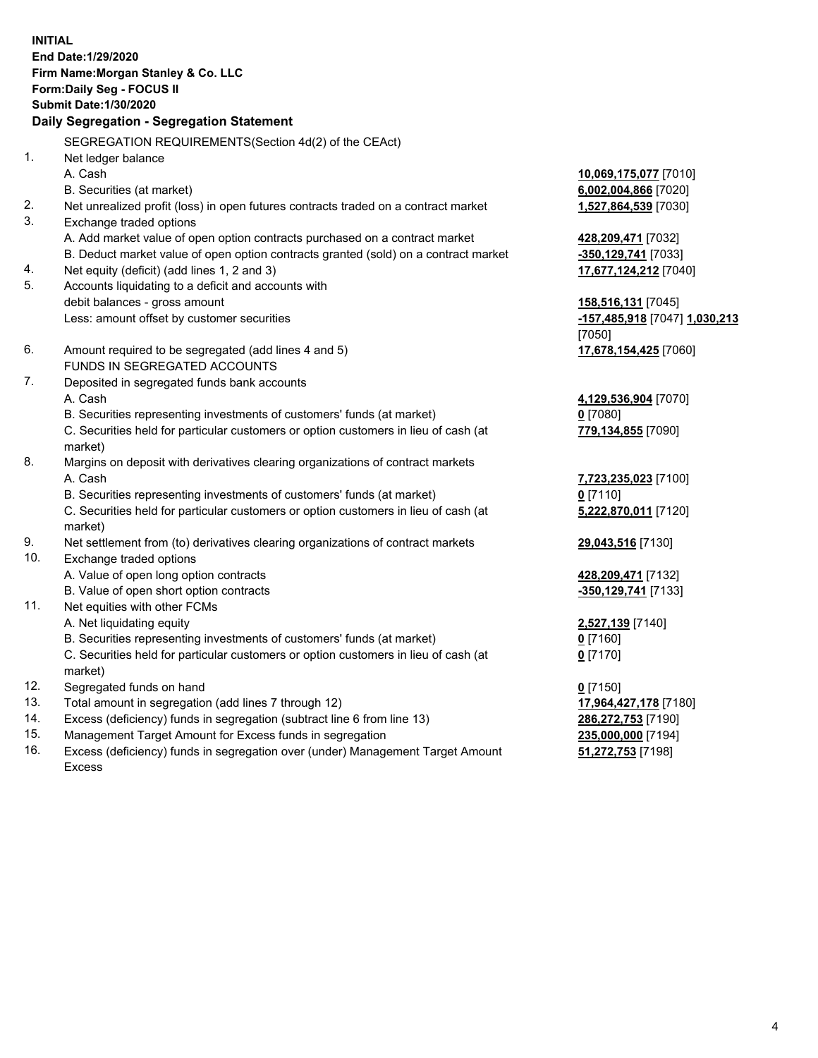**INITIAL**
**End Date:1/29/2020**
**Firm Name:Morgan Stanley & Co. LLC**
**Form:Daily Seg - FOCUS II**
**Submit Date:1/30/2020**

**Daily Segregation - Segregation Statement**

SEGREGATION REQUIREMENTS(Section 4d(2) of the CEAct)

| | | |
|---|---|---|
| 1. | Net ledger balance | |
| | A. Cash | **10,069,175,077** [7010] |
| | B. Securities (at market) | **6,002,004,866** [7020] |
| 2. | Net unrealized profit (loss) in open futures contracts traded on a contract market | **1,527,864,539** [7030] |
| 3. | Exchange traded options | |
| | A. Add market value of open option contracts purchased on a contract market | **428,209,471** [7032] |
| | B. Deduct market value of open option contracts granted (sold) on a contract market | **-350,129,741** [7033] |
| 4. | Net equity (deficit) (add lines 1, 2 and 3) | **17,677,124,212** [7040] |
| 5. | Accounts liquidating to a deficit and accounts with debit balances - gross amount | **158,516,131** [7045] |
| | Less: amount offset by customer securities | **-157,485,918** [7047] **1,030,213** [7050] |
| 6. | Amount required to be segregated (add lines 4 and 5) | **17,678,154,425** [7060] |
| | FUNDS IN SEGREGATED ACCOUNTS | |
| 7. | Deposited in segregated funds bank accounts | |
| | A. Cash | **4,129,536,904** [7070] |
| | B. Securities representing investments of customers' funds (at market) | **0** [7080] |
| | C. Securities held for particular customers or option customers in lieu of cash (at market) | **779,134,855** [7090] |
| 8. | Margins on deposit with derivatives clearing organizations of contract markets | |
| | A. Cash | **7,723,235,023** [7100] |
| | B. Securities representing investments of customers' funds (at market) | **0** [7110] |
| | C. Securities held for particular customers or option customers in lieu of cash (at market) | **5,222,870,011** [7120] |
| 9. | Net settlement from (to) derivatives clearing organizations of contract markets | **29,043,516** [7130] |
| 10. | Exchange traded options | |
| | A. Value of open long option contracts | **428,209,471** [7132] |
| | B. Value of open short option contracts | **-350,129,741** [7133] |
| 11. | Net equities with other FCMs | |
| | A. Net liquidating equity | **2,527,139** [7140] |
| | B. Securities representing investments of customers' funds (at market) | **0** [7160] |
| | C. Securities held for particular customers or option customers in lieu of cash (at market) | **0** [7170] |
| 12. | Segregated funds on hand | **0** [7150] |
| 13. | Total amount in segregation (add lines 7 through 12) | **17,964,427,178** [7180] |
| 14. | Excess (deficiency) funds in segregation (subtract line 6 from line 13) | **286,272,753** [7190] |
| 15. | Management Target Amount for Excess funds in segregation | **235,000,000** [7194] |
| 16. | Excess (deficiency) funds in segregation over (under) Management Target Amount Excess | **51,272,753** [7198] |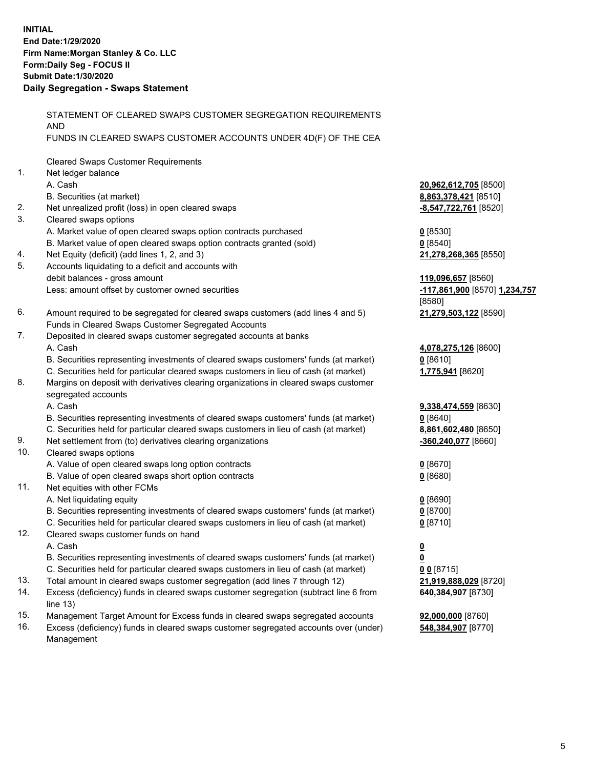**INITIAL**
**End Date:1/29/2020**
**Firm Name:Morgan Stanley & Co. LLC**
**Form:Daily Seg - FOCUS II**
**Submit Date:1/30/2020**
**Daily Segregation - Swaps Statement**

STATEMENT OF CLEARED SWAPS CUSTOMER SEGREGATION REQUIREMENTS AND FUNDS IN CLEARED SWAPS CUSTOMER ACCOUNTS UNDER 4D(F) OF THE CEA

| | | |
|---|---|---|
| | Cleared Swaps Customer Requirements | |
| 1. | Net ledger balance | |
| | A. Cash | **20,962,612,705** [8500] |
| | B. Securities (at market) | **8,863,378,421** [8510] |
| 2. | Net unrealized profit (loss) in open cleared swaps | **-8,547,722,761** [8520] |
| 3. | Cleared swaps options | |
| | A. Market value of open cleared swaps option contracts purchased | **0** [8530] |
| | B. Market value of open cleared swaps option contracts granted (sold) | **0** [8540] |
| 4. | Net Equity (deficit) (add lines 1, 2, and 3) | **21,278,268,365** [8550] |
| 5. | Accounts liquidating to a deficit and accounts with debit balances - gross amount | **119,096,657** [8560] |
| | Less: amount offset by customer owned securities | **-117,861,900** [8570] **1,234,757** [8580] |
| 6. | Amount required to be segregated for cleared swaps customers (add lines 4 and 5) | **21,279,503,122** [8590] |
| | Funds in Cleared Swaps Customer Segregated Accounts | |
| 7. | Deposited in cleared swaps customer segregated accounts at banks | |
| | A. Cash | **4,078,275,126** [8600] |
| | B. Securities representing investments of cleared swaps customers' funds (at market) | **0** [8610] |
| | C. Securities held for particular cleared swaps customers in lieu of cash (at market) | **1,775,941** [8620] |
| 8. | Margins on deposit with derivatives clearing organizations in cleared swaps customer segregated accounts | |
| | A. Cash | **9,338,474,559** [8630] |
| | B. Securities representing investments of cleared swaps customers' funds (at market) | **0** [8640] |
| | C. Securities held for particular cleared swaps customers in lieu of cash (at market) | **8,861,602,480** [8650] |
| 9. | Net settlement from (to) derivatives clearing organizations | **-360,240,077** [8660] |
| 10. | Cleared swaps options | |
| | A. Value of open cleared swaps long option contracts | **0** [8670] |
| | B. Value of open cleared swaps short option contracts | **0** [8680] |
| 11. | Net equities with other FCMs | |
| | A. Net liquidating equity | **0** [8690] |
| | B. Securities representing investments of cleared swaps customers' funds (at market) | **0** [8700] |
| | C. Securities held for particular cleared swaps customers in lieu of cash (at market) | **0** [8710] |
| 12. | Cleared swaps customer funds on hand | |
| | A. Cash | **0** |
| | B. Securities representing investments of cleared swaps customers' funds (at market) | **0** |
| | C. Securities held for particular cleared swaps customers in lieu of cash (at market) | **0** **0** [8715] |
| 13. | Total amount in cleared swaps customer segregation (add lines 7 through 12) | **21,919,888,029** [8720] |
| 14. | Excess (deficiency) funds in cleared swaps customer segregation (subtract line 6 from line 13) | **640,384,907** [8730] |
| 15. | Management Target Amount for Excess funds in cleared swaps segregated accounts | **92,000,000** [8760] |
| 16. | Excess (deficiency) funds in cleared swaps customer segregated accounts over (under) Management | **548,384,907** [8770] |